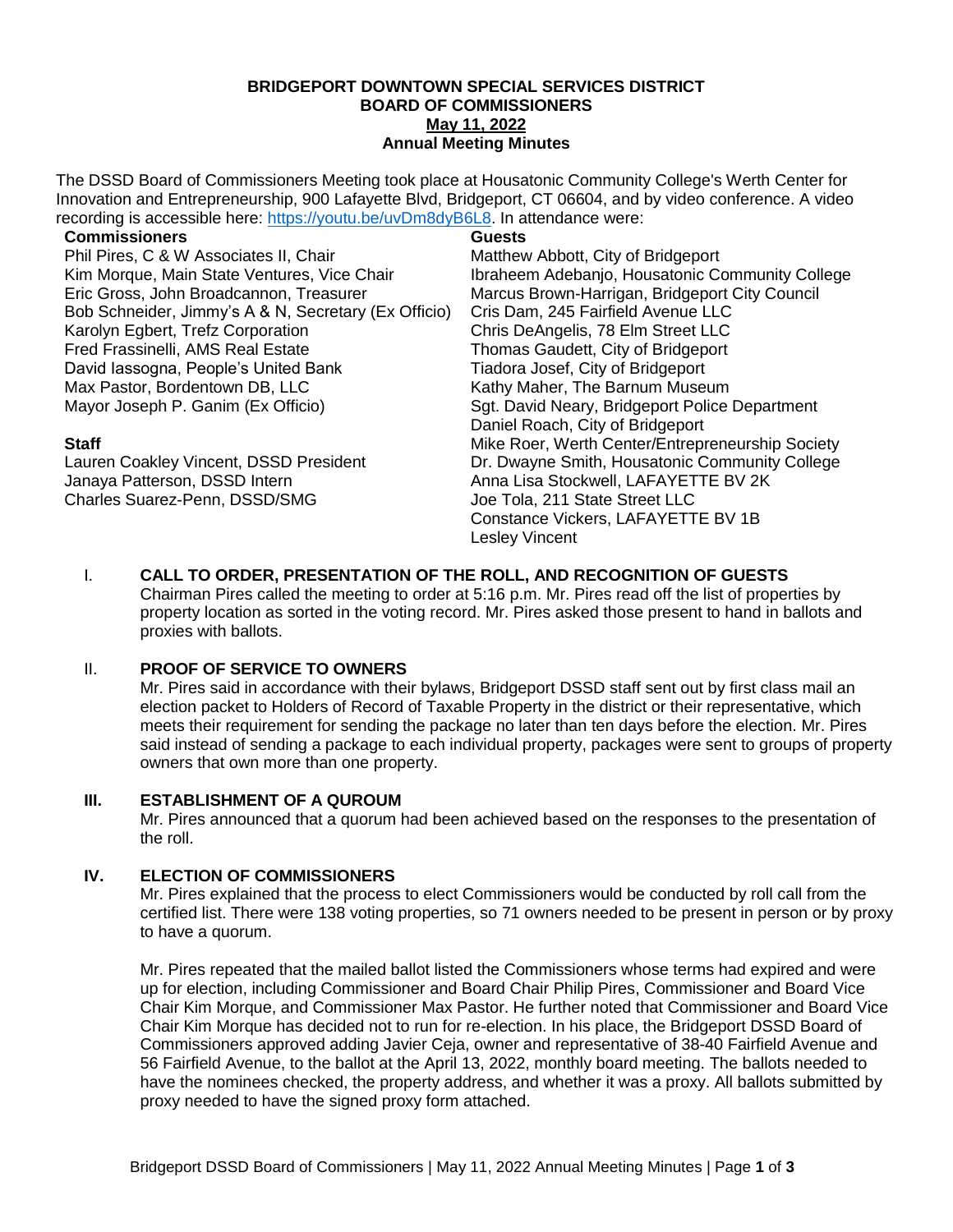# BRIDGEPORT DOWNTOWN SPECIAL SERVICES DISTRICT
# BOARD OF COMMISSIONERS
## May 11, 2022
## Annual Meeting Minutes

The DSSD Board of Commissioners Meeting took place at Housatonic Community College's Werth Center for Innovation and Entrepreneurship, 900 Lafayette Blvd, Bridgeport, CT 06604, and by video conference. A video recording is accessible here: https://youtu.be/uvDm8dyB6L8. In attendance were:

**Commissioners**

Phil Pires, C & W Associates II, Chair
Kim Morque, Main State Ventures, Vice Chair
Eric Gross, John Broadcannon, Treasurer
Bob Schneider, Jimmy's A & N, Secretary (Ex Officio)
Karolyn Egbert, Trefz Corporation
Fred Frassinelli, AMS Real Estate
David Iassogna, People's United Bank
Max Pastor, Bordentown DB, LLC
Mayor Joseph P. Ganim (Ex Officio)

**Staff**

Lauren Coakley Vincent, DSSD President
Janaya Patterson, DSSD Intern
Charles Suarez-Penn, DSSD/SMG

**Guests**

Matthew Abbott, City of Bridgeport
Ibraheem Adebanjo, Housatonic Community College
Marcus Brown-Harrigan, Bridgeport City Council
Cris Dam, 245 Fairfield Avenue LLC
Chris DeAngelis, 78 Elm Street LLC
Thomas Gaudett, City of Bridgeport
Tiadora Josef, City of Bridgeport
Kathy Maher, The Barnum Museum
Sgt. David Neary, Bridgeport Police Department
Daniel Roach, City of Bridgeport
Mike Roer, Werth Center/Entrepreneurship Society
Dr. Dwayne Smith, Housatonic Community College
Anna Lisa Stockwell, LAFAYETTE BV 2K
Joe Tola, 211 State Street LLC
Constance Vickers, LAFAYETTE BV 1B
Lesley Vincent

### I. CALL TO ORDER, PRESENTATION OF THE ROLL, AND RECOGNITION OF GUESTS

Chairman Pires called the meeting to order at 5:16 p.m. Mr. Pires read off the list of properties by property location as sorted in the voting record. Mr. Pires asked those present to hand in ballots and proxies with ballots.

### II. PROOF OF SERVICE TO OWNERS

Mr. Pires said in accordance with their bylaws, Bridgeport DSSD staff sent out by first class mail an election packet to Holders of Record of Taxable Property in the district or their representative, which meets their requirement for sending the package no later than ten days before the election. Mr. Pires said instead of sending a package to each individual property, packages were sent to groups of property owners that own more than one property.

### III. ESTABLISHMENT OF A QUROUM

Mr. Pires announced that a quorum had been achieved based on the responses to the presentation of the roll.

### IV. ELECTION OF COMMISSIONERS

Mr. Pires explained that the process to elect Commissioners would be conducted by roll call from the certified list. There were 138 voting properties, so 71 owners needed to be present in person or by proxy to have a quorum.

Mr. Pires repeated that the mailed ballot listed the Commissioners whose terms had expired and were up for election, including Commissioner and Board Chair Philip Pires, Commissioner and Board Vice Chair Kim Morque, and Commissioner Max Pastor. He further noted that Commissioner and Board Vice Chair Kim Morque has decided not to run for re-election. In his place, the Bridgeport DSSD Board of Commissioners approved adding Javier Ceja, owner and representative of 38-40 Fairfield Avenue and 56 Fairfield Avenue, to the ballot at the April 13, 2022, monthly board meeting. The ballots needed to have the nominees checked, the property address, and whether it was a proxy. All ballots submitted by proxy needed to have the signed proxy form attached.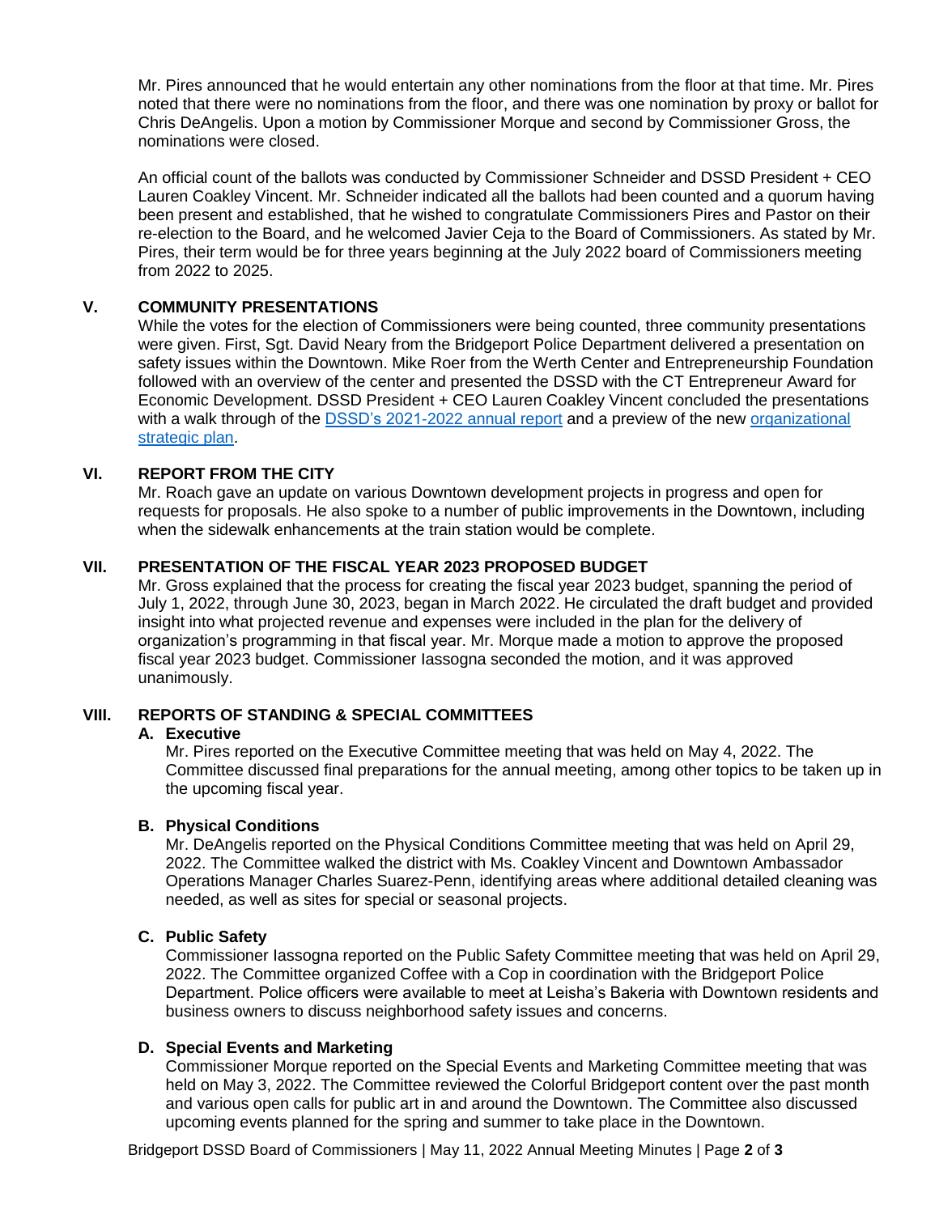Mr. Pires announced that he would entertain any other nominations from the floor at that time. Mr. Pires noted that there were no nominations from the floor, and there was one nomination by proxy or ballot for Chris DeAngelis. Upon a motion by Commissioner Morque and second by Commissioner Gross, the nominations were closed.

An official count of the ballots was conducted by Commissioner Schneider and DSSD President + CEO Lauren Coakley Vincent. Mr. Schneider indicated all the ballots had been counted and a quorum having been present and established, that he wished to congratulate Commissioners Pires and Pastor on their re-election to the Board, and he welcomed Javier Ceja to the Board of Commissioners. As stated by Mr. Pires, their term would be for three years beginning at the July 2022 board of Commissioners meeting from 2022 to 2025.

## V. COMMUNITY PRESENTATIONS

While the votes for the election of Commissioners were being counted, three community presentations were given. First, Sgt. David Neary from the Bridgeport Police Department delivered a presentation on safety issues within the Downtown. Mike Roer from the Werth Center and Entrepreneurship Foundation followed with an overview of the center and presented the DSSD with the CT Entrepreneur Award for Economic Development. DSSD President + CEO Lauren Coakley Vincent concluded the presentations with a walk through of the DSSD's 2021-2022 annual report and a preview of the new organizational strategic plan.

## VI. REPORT FROM THE CITY

Mr. Roach gave an update on various Downtown development projects in progress and open for requests for proposals. He also spoke to a number of public improvements in the Downtown, including when the sidewalk enhancements at the train station would be complete.

## VII. PRESENTATION OF THE FISCAL YEAR 2023 PROPOSED BUDGET

Mr. Gross explained that the process for creating the fiscal year 2023 budget, spanning the period of July 1, 2022, through June 30, 2023, began in March 2022. He circulated the draft budget and provided insight into what projected revenue and expenses were included in the plan for the delivery of organization's programming in that fiscal year. Mr. Morque made a motion to approve the proposed fiscal year 2023 budget. Commissioner Iassogna seconded the motion, and it was approved unanimously.

## VIII. REPORTS OF STANDING & SPECIAL COMMITTEES

### A. Executive

Mr. Pires reported on the Executive Committee meeting that was held on May 4, 2022. The Committee discussed final preparations for the annual meeting, among other topics to be taken up in the upcoming fiscal year.

### B. Physical Conditions

Mr. DeAngelis reported on the Physical Conditions Committee meeting that was held on April 29, 2022. The Committee walked the district with Ms. Coakley Vincent and Downtown Ambassador Operations Manager Charles Suarez-Penn, identifying areas where additional detailed cleaning was needed, as well as sites for special or seasonal projects.

### C. Public Safety

Commissioner Iassogna reported on the Public Safety Committee meeting that was held on April 29, 2022. The Committee organized Coffee with a Cop in coordination with the Bridgeport Police Department. Police officers were available to meet at Leisha's Bakeria with Downtown residents and business owners to discuss neighborhood safety issues and concerns.

### D. Special Events and Marketing

Commissioner Morque reported on the Special Events and Marketing Committee meeting that was held on May 3, 2022. The Committee reviewed the Colorful Bridgeport content over the past month and various open calls for public art in and around the Downtown. The Committee also discussed upcoming events planned for the spring and summer to take place in the Downtown.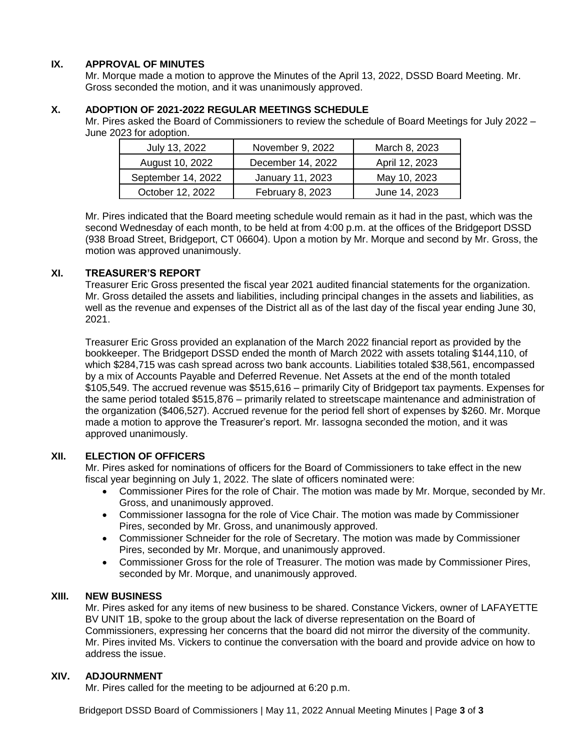## IX. APPROVAL OF MINUTES

Mr. Morque made a motion to approve the Minutes of the April 13, 2022, DSSD Board Meeting. Mr. Gross seconded the motion, and it was unanimously approved.

## X. ADOPTION OF 2021-2022 REGULAR MEETINGS SCHEDULE

Mr. Pires asked the Board of Commissioners to review the schedule of Board Meetings for July 2022 – June 2023 for adoption.

| | | |
|---|---|---|
| July 13, 2022 | November 9, 2022 | March 8, 2023 |
| August 10, 2022 | December 14, 2022 | April 12, 2023 |
| September 14, 2022 | January 11, 2023 | May 10, 2023 |
| October 12, 2022 | February 8, 2023 | June 14, 2023 |

Mr. Pires indicated that the Board meeting schedule would remain as it had in the past, which was the second Wednesday of each month, to be held at from 4:00 p.m. at the offices of the Bridgeport DSSD (938 Broad Street, Bridgeport, CT 06604). Upon a motion by Mr. Morque and second by Mr. Gross, the motion was approved unanimously.

## XI. TREASURER'S REPORT

Treasurer Eric Gross presented the fiscal year 2021 audited financial statements for the organization. Mr. Gross detailed the assets and liabilities, including principal changes in the assets and liabilities, as well as the revenue and expenses of the District all as of the last day of the fiscal year ending June 30, 2021.

Treasurer Eric Gross provided an explanation of the March 2022 financial report as provided by the bookkeeper. The Bridgeport DSSD ended the month of March 2022 with assets totaling $144,110, of which $284,715 was cash spread across two bank accounts. Liabilities totaled $38,561, encompassed by a mix of Accounts Payable and Deferred Revenue. Net Assets at the end of the month totaled $105,549. The accrued revenue was $515,616 – primarily City of Bridgeport tax payments. Expenses for the same period totaled $515,876 – primarily related to streetscape maintenance and administration of the organization ($406,527). Accrued revenue for the period fell short of expenses by $260. Mr. Morque made a motion to approve the Treasurer's report. Mr. Iassogna seconded the motion, and it was approved unanimously.

## XII. ELECTION OF OFFICERS

Mr. Pires asked for nominations of officers for the Board of Commissioners to take effect in the new fiscal year beginning on July 1, 2022. The slate of officers nominated were:

- Commissioner Pires for the role of Chair. The motion was made by Mr. Morque, seconded by Mr. Gross, and unanimously approved.
- Commissioner Iassogna for the role of Vice Chair. The motion was made by Commissioner Pires, seconded by Mr. Gross, and unanimously approved.
- Commissioner Schneider for the role of Secretary. The motion was made by Commissioner Pires, seconded by Mr. Morque, and unanimously approved.
- Commissioner Gross for the role of Treasurer. The motion was made by Commissioner Pires, seconded by Mr. Morque, and unanimously approved.

## XIII. NEW BUSINESS

Mr. Pires asked for any items of new business to be shared. Constance Vickers, owner of LAFAYETTE BV UNIT 1B, spoke to the group about the lack of diverse representation on the Board of Commissioners, expressing her concerns that the board did not mirror the diversity of the community. Mr. Pires invited Ms. Vickers to continue the conversation with the board and provide advice on how to address the issue.

## XIV. ADJOURNMENT

Mr. Pires called for the meeting to be adjourned at 6:20 p.m.